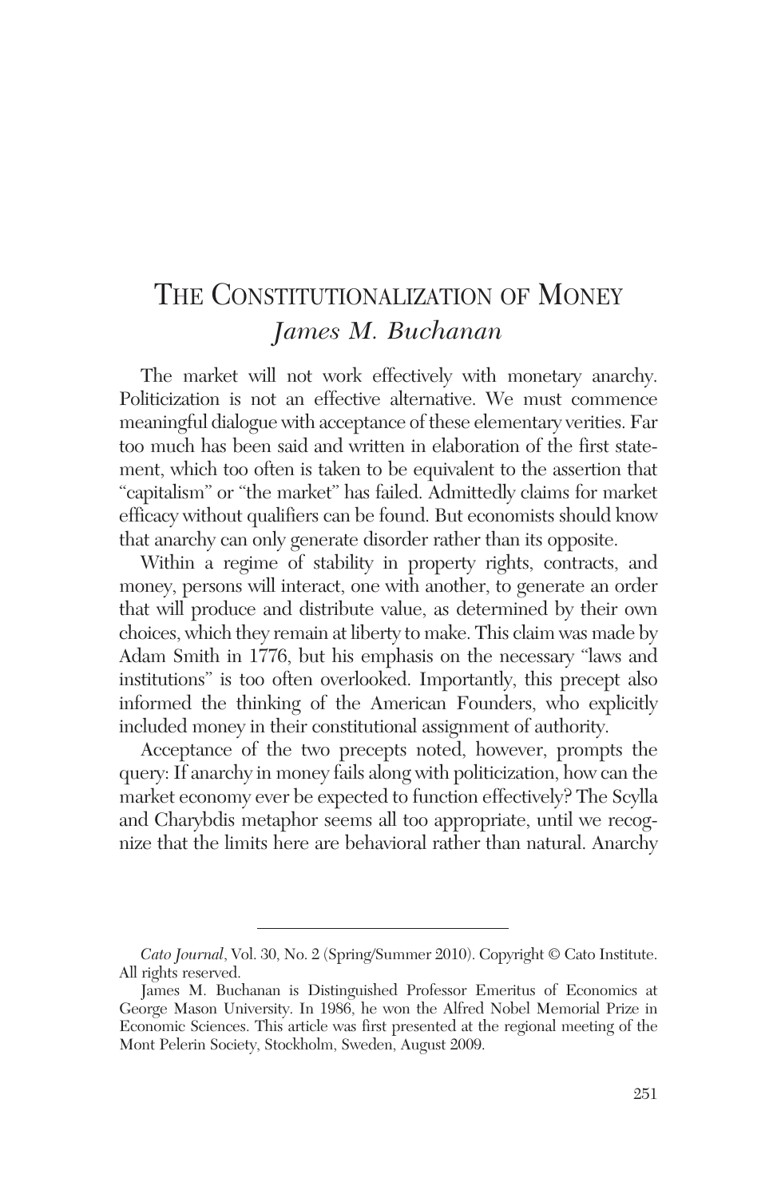# The Constitutionalization of Money

*James M. Buchanan*

The market will not work effectively with monetary anarchy. Politicization is not an effective alternative. We must commence meaningful dialogue with acceptance of these elementary verities. Far too much has been said and written in elaboration of the first statement, which too often is taken to be equivalent to the assertion that "capitalism" or "the market" has failed. Admittedly claims for market efficacy without qualifiers can be found. But economists should know that anarchy can only generate disorder rather than its opposite.

Within a regime of stability in property rights, contracts, and money, persons will interact, one with another, to generate an order that will produce and distribute value, as determined by their own choices, which they remain at liberty to make. This claim was made by Adam Smith in 1776, but his emphasis on the necessary "laws and institutions" is too often overlooked. Importantly, this precept also informed the thinking of the American Founders, who explicitly included money in their constitutional assignment of authority.

Acceptance of the two precepts noted, however, prompts the query: If anarchy in money fails along with politicization, how can the market economy ever be expected to function effectively? The Scylla and Charybdis metaphor seems all too appropriate, until we recognize that the limits here are behavioral rather than natural. Anarchy

---

*Cato Journal*, Vol. 30, No. 2 (Spring/Summer 2010). Copyright © Cato Institute. All rights reserved.

James M. Buchanan is Distinguished Professor Emeritus of Economics at George Mason University. In 1986, he won the Alfred Nobel Memorial Prize in Economic Sciences. This article was first presented at the regional meeting of the Mont Pelerin Society, Stockholm, Sweden, August 2009.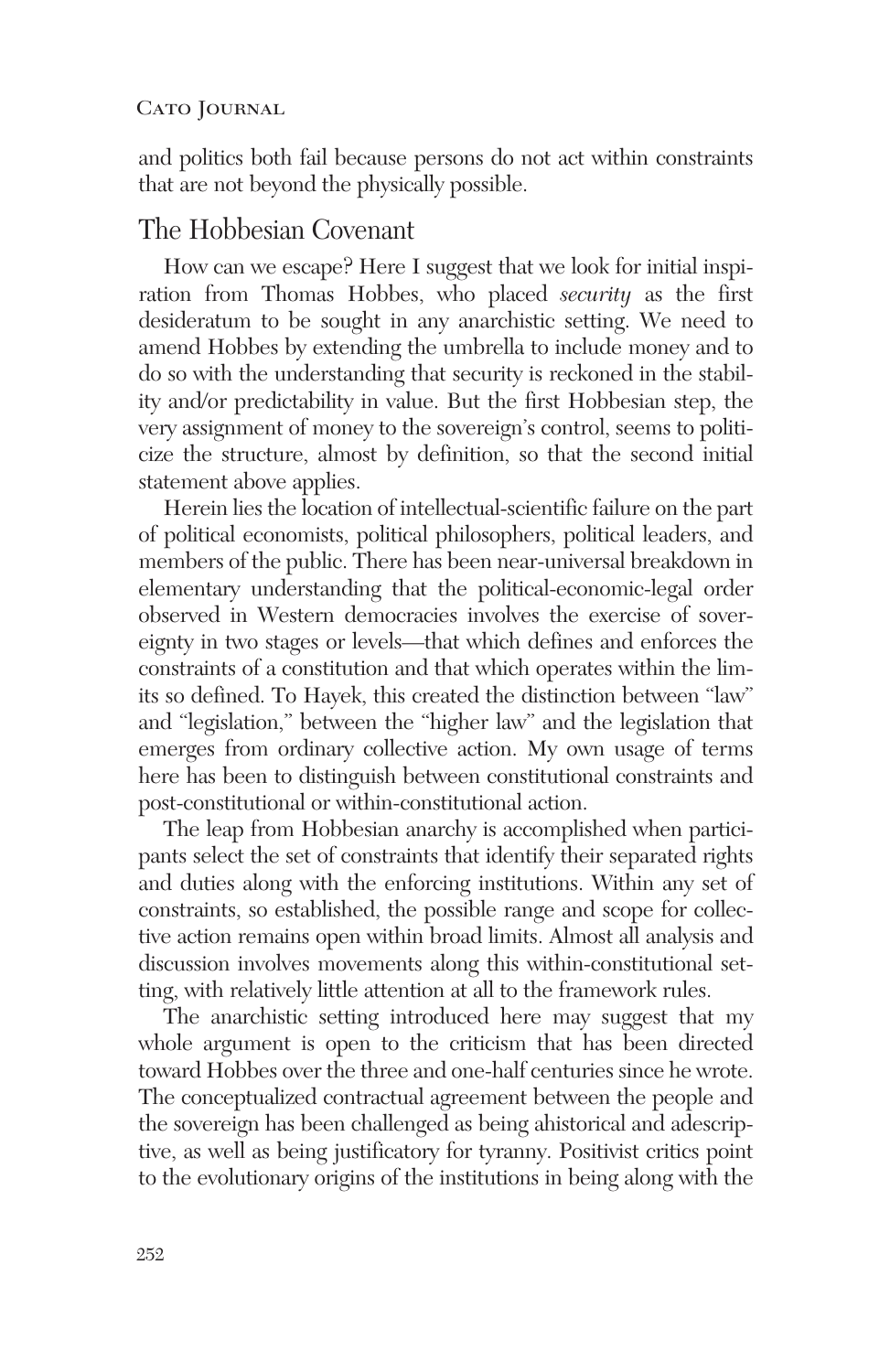and politics both fail because persons do not act within constraints that are not beyond the physically possible.

## The Hobbesian Covenant

How can we escape? Here I suggest that we look for initial inspiration from Thomas Hobbes, who placed *security* as the first desideratum to be sought in any anarchistic setting. We need to amend Hobbes by extending the umbrella to include money and to do so with the understanding that security is reckoned in the stability and/or predictability in value. But the first Hobbesian step, the very assignment of money to the sovereign's control, seems to politicize the structure, almost by definition, so that the second initial statement above applies.

Herein lies the location of intellectual-scientific failure on the part of political economists, political philosophers, political leaders, and members of the public. There has been near-universal breakdown in elementary understanding that the political-economic-legal order observed in Western democracies involves the exercise of sovereignty in two stages or levels—that which defines and enforces the constraints of a constitution and that which operates within the limits so defined. To Hayek, this created the distinction between "law" and "legislation," between the "higher law" and the legislation that emerges from ordinary collective action. My own usage of terms here has been to distinguish between constitutional constraints and post-constitutional or within-constitutional action.

The leap from Hobbesian anarchy is accomplished when participants select the set of constraints that identify their separated rights and duties along with the enforcing institutions. Within any set of constraints, so established, the possible range and scope for collective action remains open within broad limits. Almost all analysis and discussion involves movements along this within-constitutional setting, with relatively little attention at all to the framework rules.

The anarchistic setting introduced here may suggest that my whole argument is open to the criticism that has been directed toward Hobbes over the three and one-half centuries since he wrote. The conceptualized contractual agreement between the people and the sovereign has been challenged as being ahistorical and adescriptive, as well as being justificatory for tyranny. Positivist critics point to the evolutionary origins of the institutions in being along with the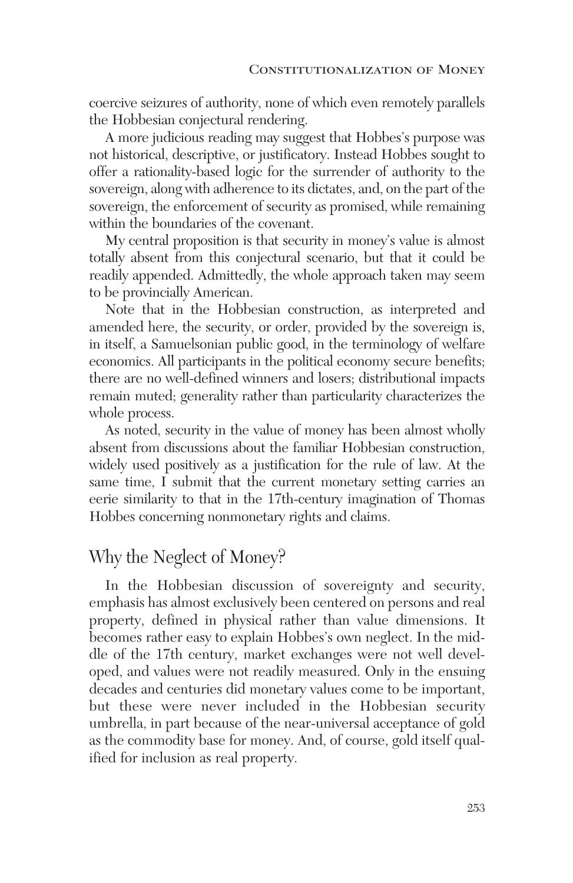coercive seizures of authority, none of which even remotely parallels the Hobbesian conjectural rendering.

A more judicious reading may suggest that Hobbes's purpose was not historical, descriptive, or justificatory. Instead Hobbes sought to offer a rationality-based logic for the surrender of authority to the sovereign, along with adherence to its dictates, and, on the part of the sovereign, the enforcement of security as promised, while remaining within the boundaries of the covenant.

My central proposition is that security in money's value is almost totally absent from this conjectural scenario, but that it could be readily appended. Admittedly, the whole approach taken may seem to be provincially American.

Note that in the Hobbesian construction, as interpreted and amended here, the security, or order, provided by the sovereign is, in itself, a Samuelsonian public good, in the terminology of welfare economics. All participants in the political economy secure benefits; there are no well-defined winners and losers; distributional impacts remain muted; generality rather than particularity characterizes the whole process.

As noted, security in the value of money has been almost wholly absent from discussions about the familiar Hobbesian construction, widely used positively as a justification for the rule of law. At the same time, I submit that the current monetary setting carries an eerie similarity to that in the 17th-century imagination of Thomas Hobbes concerning nonmonetary rights and claims.

## Why the Neglect of Money?

In the Hobbesian discussion of sovereignty and security, emphasis has almost exclusively been centered on persons and real property, defined in physical rather than value dimensions. It becomes rather easy to explain Hobbes's own neglect. In the middle of the 17th century, market exchanges were not well developed, and values were not readily measured. Only in the ensuing decades and centuries did monetary values come to be important, but these were never included in the Hobbesian security umbrella, in part because of the near-universal acceptance of gold as the commodity base for money. And, of course, gold itself qualified for inclusion as real property.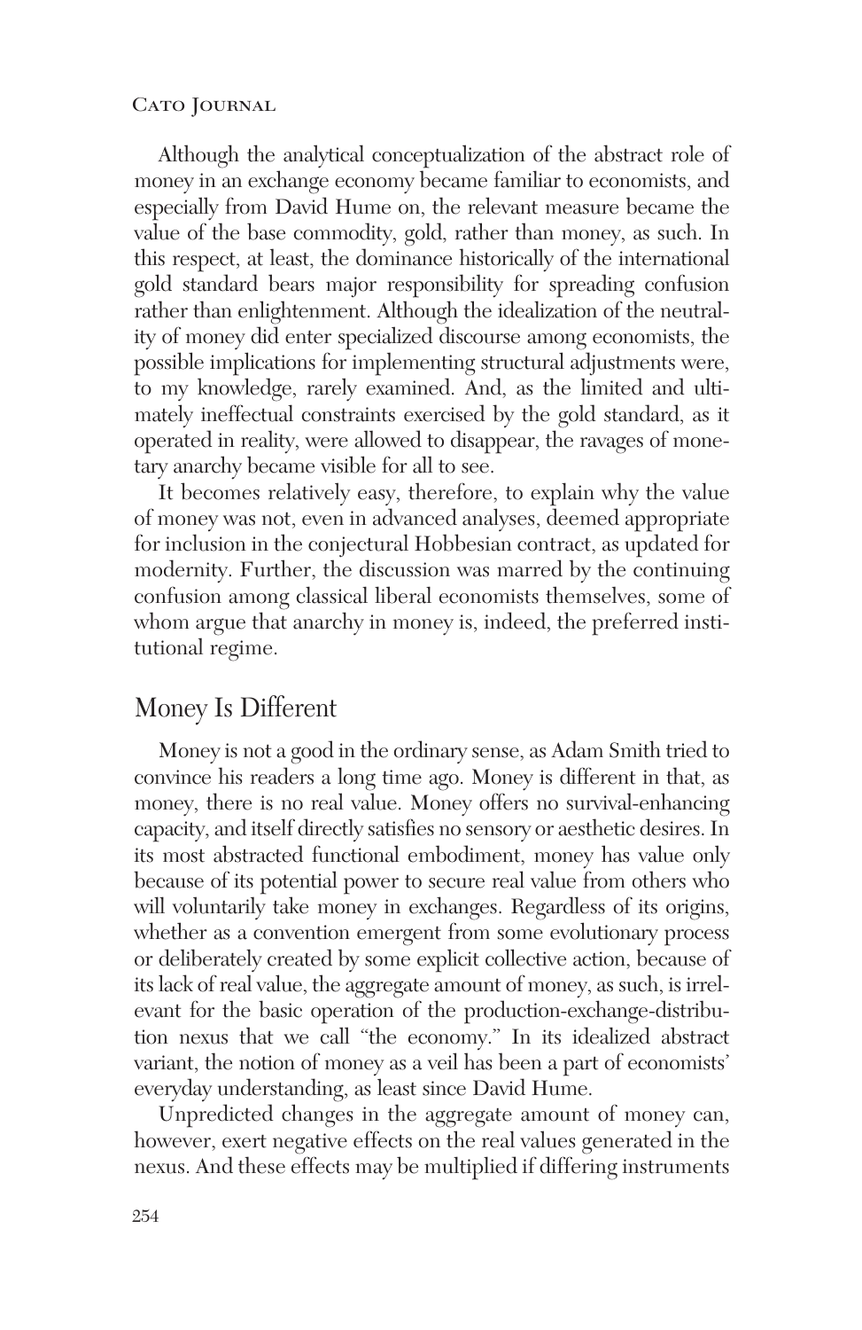Although the analytical conceptualization of the abstract role of money in an exchange economy became familiar to economists, and especially from David Hume on, the relevant measure became the value of the base commodity, gold, rather than money, as such. In this respect, at least, the dominance historically of the international gold standard bears major responsibility for spreading confusion rather than enlightenment. Although the idealization of the neutrality of money did enter specialized discourse among economists, the possible implications for implementing structural adjustments were, to my knowledge, rarely examined. And, as the limited and ultimately ineffectual constraints exercised by the gold standard, as it operated in reality, were allowed to disappear, the ravages of monetary anarchy became visible for all to see.

It becomes relatively easy, therefore, to explain why the value of money was not, even in advanced analyses, deemed appropriate for inclusion in the conjectural Hobbesian contract, as updated for modernity. Further, the discussion was marred by the continuing confusion among classical liberal economists themselves, some of whom argue that anarchy in money is, indeed, the preferred institutional regime.

## Money Is Different

Money is not a good in the ordinary sense, as Adam Smith tried to convince his readers a long time ago. Money is different in that, as money, there is no real value. Money offers no survival-enhancing capacity, and itself directly satisfies no sensory or aesthetic desires. In its most abstracted functional embodiment, money has value only because of its potential power to secure real value from others who will voluntarily take money in exchanges. Regardless of its origins, whether as a convention emergent from some evolutionary process or deliberately created by some explicit collective action, because of its lack of real value, the aggregate amount of money, as such, is irrelevant for the basic operation of the production-exchange-distribution nexus that we call "the economy." In its idealized abstract variant, the notion of money as a veil has been a part of economists' everyday understanding, as least since David Hume.

Unpredicted changes in the aggregate amount of money can, however, exert negative effects on the real values generated in the nexus. And these effects may be multiplied if differing instruments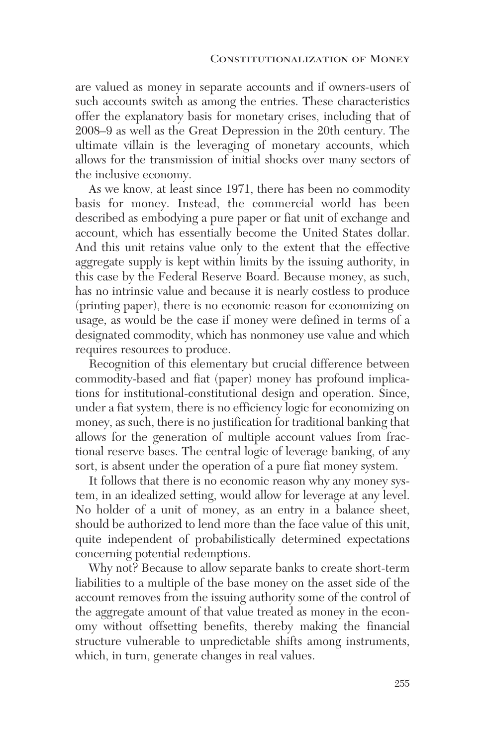are valued as money in separate accounts and if owners-users of such accounts switch as among the entries. These characteristics offer the explanatory basis for monetary crises, including that of 2008–9 as well as the Great Depression in the 20th century. The ultimate villain is the leveraging of monetary accounts, which allows for the transmission of initial shocks over many sectors of the inclusive economy.

As we know, at least since 1971, there has been no commodity basis for money. Instead, the commercial world has been described as embodying a pure paper or fiat unit of exchange and account, which has essentially become the United States dollar. And this unit retains value only to the extent that the effective aggregate supply is kept within limits by the issuing authority, in this case by the Federal Reserve Board. Because money, as such, has no intrinsic value and because it is nearly costless to produce (printing paper), there is no economic reason for economizing on usage, as would be the case if money were defined in terms of a designated commodity, which has nonmoney use value and which requires resources to produce.

Recognition of this elementary but crucial difference between commodity-based and fiat (paper) money has profound implications for institutional-constitutional design and operation. Since, under a fiat system, there is no efficiency logic for economizing on money, as such, there is no justification for traditional banking that allows for the generation of multiple account values from fractional reserve bases. The central logic of leverage banking, of any sort, is absent under the operation of a pure fiat money system.

It follows that there is no economic reason why any money system, in an idealized setting, would allow for leverage at any level. No holder of a unit of money, as an entry in a balance sheet, should be authorized to lend more than the face value of this unit, quite independent of probabilistically determined expectations concerning potential redemptions.

Why not? Because to allow separate banks to create short-term liabilities to a multiple of the base money on the asset side of the account removes from the issuing authority some of the control of the aggregate amount of that value treated as money in the economy without offsetting benefits, thereby making the financial structure vulnerable to unpredictable shifts among instruments, which, in turn, generate changes in real values.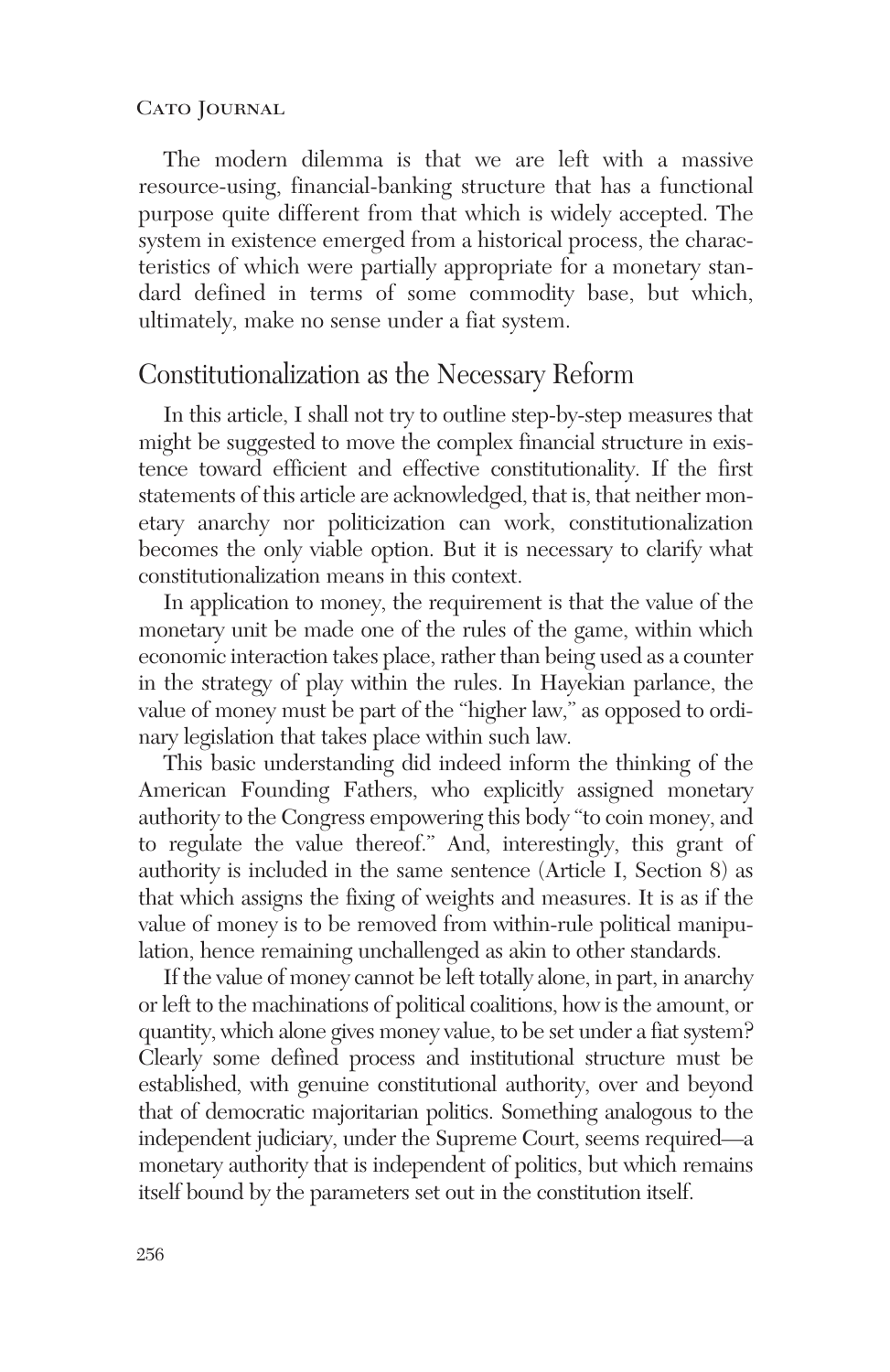The modern dilemma is that we are left with a massive resource-using, financial-banking structure that has a functional purpose quite different from that which is widely accepted. The system in existence emerged from a historical process, the characteristics of which were partially appropriate for a monetary standard defined in terms of some commodity base, but which, ultimately, make no sense under a fiat system.

## Constitutionalization as the Necessary Reform

In this article, I shall not try to outline step-by-step measures that might be suggested to move the complex financial structure in existence toward efficient and effective constitutionality. If the first statements of this article are acknowledged, that is, that neither monetary anarchy nor politicization can work, constitutionalization becomes the only viable option. But it is necessary to clarify what constitutionalization means in this context.

In application to money, the requirement is that the value of the monetary unit be made one of the rules of the game, within which economic interaction takes place, rather than being used as a counter in the strategy of play within the rules. In Hayekian parlance, the value of money must be part of the "higher law," as opposed to ordinary legislation that takes place within such law.

This basic understanding did indeed inform the thinking of the American Founding Fathers, who explicitly assigned monetary authority to the Congress empowering this body "to coin money, and to regulate the value thereof." And, interestingly, this grant of authority is included in the same sentence (Article I, Section 8) as that which assigns the fixing of weights and measures. It is as if the value of money is to be removed from within-rule political manipulation, hence remaining unchallenged as akin to other standards.

If the value of money cannot be left totally alone, in part, in anarchy or left to the machinations of political coalitions, how is the amount, or quantity, which alone gives money value, to be set under a fiat system? Clearly some defined process and institutional structure must be established, with genuine constitutional authority, over and beyond that of democratic majoritarian politics. Something analogous to the independent judiciary, under the Supreme Court, seems required—a monetary authority that is independent of politics, but which remains itself bound by the parameters set out in the constitution itself.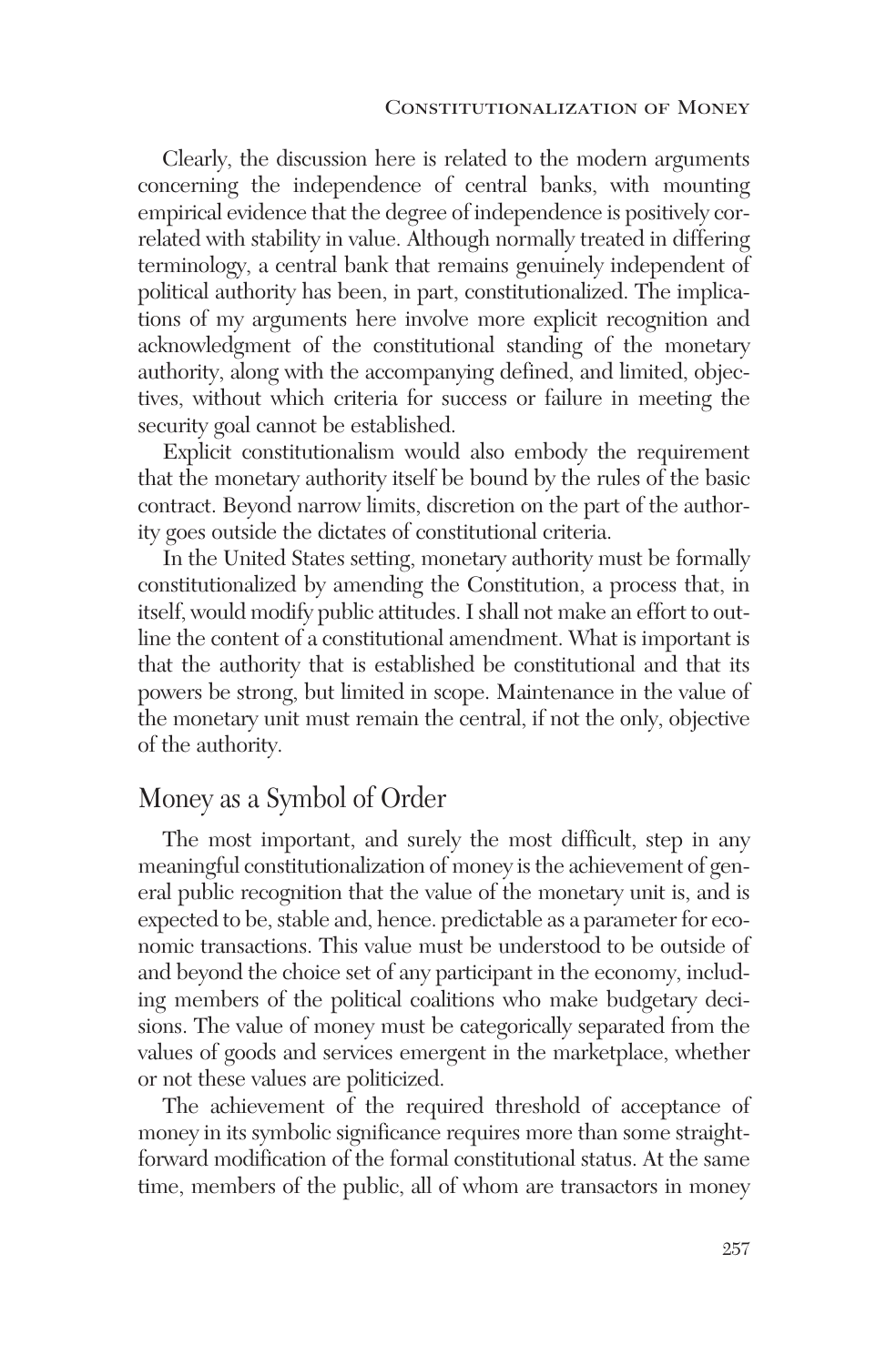Clearly, the discussion here is related to the modern arguments concerning the independence of central banks, with mounting empirical evidence that the degree of independence is positively correlated with stability in value. Although normally treated in differing terminology, a central bank that remains genuinely independent of political authority has been, in part, constitutionalized. The implications of my arguments here involve more explicit recognition and acknowledgment of the constitutional standing of the monetary authority, along with the accompanying defined, and limited, objectives, without which criteria for success or failure in meeting the security goal cannot be established.

Explicit constitutionalism would also embody the requirement that the monetary authority itself be bound by the rules of the basic contract. Beyond narrow limits, discretion on the part of the authority goes outside the dictates of constitutional criteria.

In the United States setting, monetary authority must be formally constitutionalized by amending the Constitution, a process that, in itself, would modify public attitudes. I shall not make an effort to outline the content of a constitutional amendment. What is important is that the authority that is established be constitutional and that its powers be strong, but limited in scope. Maintenance in the value of the monetary unit must remain the central, if not the only, objective of the authority.

## Money as a Symbol of Order

The most important, and surely the most difficult, step in any meaningful constitutionalization of money is the achievement of general public recognition that the value of the monetary unit is, and is expected to be, stable and, hence. predictable as a parameter for economic transactions. This value must be understood to be outside of and beyond the choice set of any participant in the economy, including members of the political coalitions who make budgetary decisions. The value of money must be categorically separated from the values of goods and services emergent in the marketplace, whether or not these values are politicized.

The achievement of the required threshold of acceptance of money in its symbolic significance requires more than some straightforward modification of the formal constitutional status. At the same time, members of the public, all of whom are transactors in money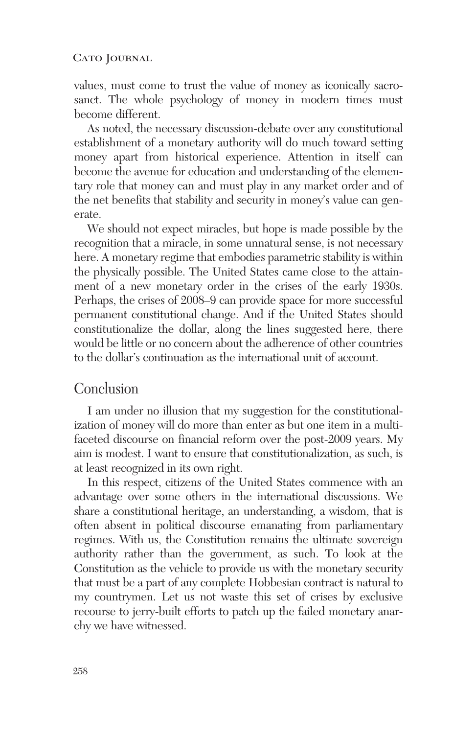values, must come to trust the value of money as iconically sacrosanct. The whole psychology of money in modern times must become different.

As noted, the necessary discussion-debate over any constitutional establishment of a monetary authority will do much toward setting money apart from historical experience. Attention in itself can become the avenue for education and understanding of the elementary role that money can and must play in any market order and of the net benefits that stability and security in money's value can generate.

We should not expect miracles, but hope is made possible by the recognition that a miracle, in some unnatural sense, is not necessary here. A monetary regime that embodies parametric stability is within the physically possible. The United States came close to the attainment of a new monetary order in the crises of the early 1930s. Perhaps, the crises of 2008–9 can provide space for more successful permanent constitutional change. And if the United States should constitutionalize the dollar, along the lines suggested here, there would be little or no concern about the adherence of other countries to the dollar's continuation as the international unit of account.

## Conclusion

I am under no illusion that my suggestion for the constitutionalization of money will do more than enter as but one item in a multifaceted discourse on financial reform over the post-2009 years. My aim is modest. I want to ensure that constitutionalization, as such, is at least recognized in its own right.

In this respect, citizens of the United States commence with an advantage over some others in the international discussions. We share a constitutional heritage, an understanding, a wisdom, that is often absent in political discourse emanating from parliamentary regimes. With us, the Constitution remains the ultimate sovereign authority rather than the government, as such. To look at the Constitution as the vehicle to provide us with the monetary security that must be a part of any complete Hobbesian contract is natural to my countrymen. Let us not waste this set of crises by exclusive recourse to jerry-built efforts to patch up the failed monetary anarchy we have witnessed.